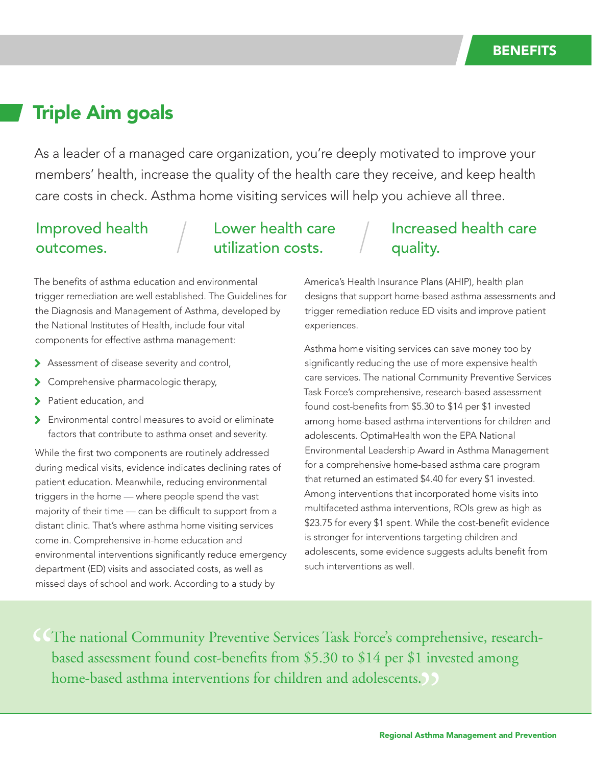BENEFITS

## Triple Aim goals

As a leader of a managed care organization, you're deeply motivated to improve your members' health, increase the quality of the health care they receive, and keep health care costs in check. Asthma home visiting services will help you achieve all three.

**Improved health outcomes.** / **Lower health care utilization costs.** / **Increased health care quality.**

The benefits of asthma education and environmental trigger remediation are well established. The Guidelines for the Diagnosis and Management of Asthma, developed by the National Institutes of Health, include four vital components for effective asthma management:

- Assessment of disease severity and control,
- Comprehensive pharmacologic therapy,
- Patient education, and
- Environmental control measures to avoid or eliminate factors that contribute to asthma onset and severity.

While the first two components are routinely addressed during medical visits, evidence indicates declining rates of patient education. Meanwhile, reducing environmental triggers in the home — where people spend the vast majority of their time — can be difficult to support from a distant clinic. That's where asthma home visiting services come in. Comprehensive in-home education and environmental interventions significantly reduce emergency department (ED) visits and associated costs, as well as missed days of school and work. According to a study by America's Health Insurance Plans (AHIP), health plan designs that support home-based asthma assessments and trigger remediation reduce ED visits and improve patient experiences.

Asthma home visiting services can save money too by significantly reducing the use of more expensive health care services. The national Community Preventive Services Task Force's comprehensive, research-based assessment found cost-benefits from $5.30 to $14 per $1 invested among home-based asthma interventions for children and adolescents. OptimaHealth won the EPA National Environmental Leadership Award in Asthma Management for a comprehensive home-based asthma care program that returned an estimated $4.40 for every $1 invested. Among interventions that incorporated home visits into multifaceted asthma interventions, ROIs grew as high as $23.75 for every $1 spent. While the cost-benefit evidence is stronger for interventions targeting children and adolescents, some evidence suggests adults benefit from such interventions as well.

> "The national Community Preventive Services Task Force's comprehensive, research-based assessment found cost-benefits from $5.30 to $14 per $1 invested among home-based asthma interventions for children and adolescents."

Regional Asthma Management and Prevention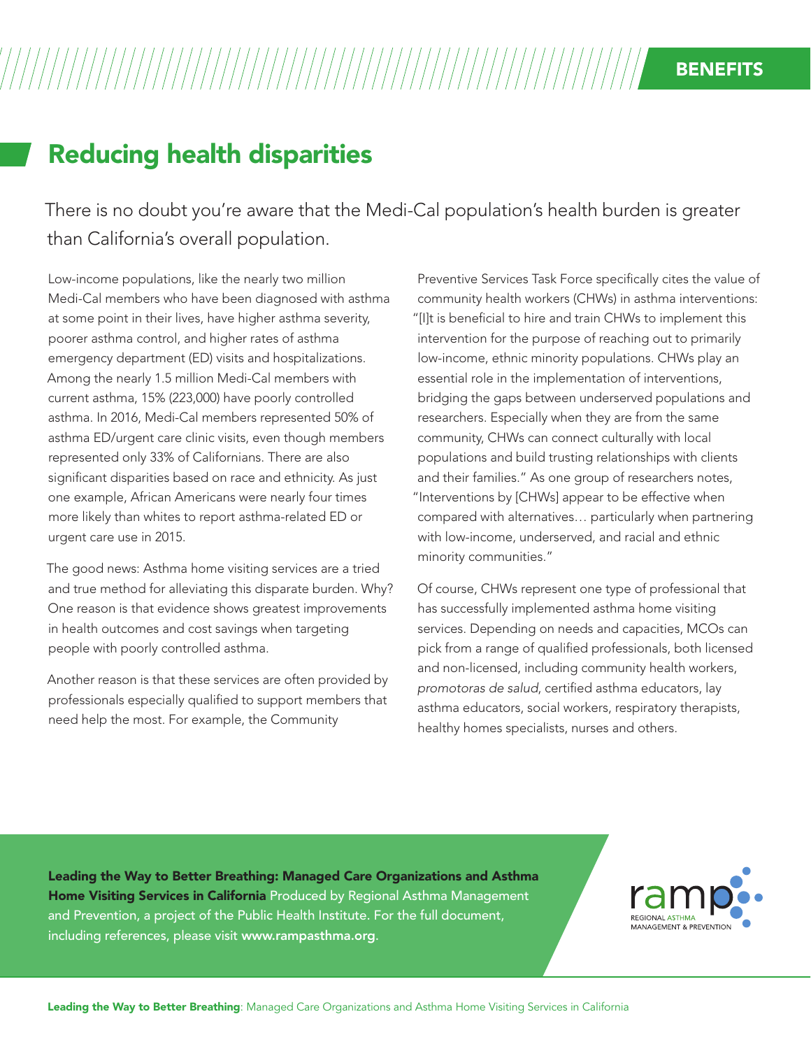BENEFITS

## Reducing health disparities

There is no doubt you're aware that the Medi-Cal population's health burden is greater than California's overall population.

Low-income populations, like the nearly two million Medi-Cal members who have been diagnosed with asthma at some point in their lives, have higher asthma severity, poorer asthma control, and higher rates of asthma emergency department (ED) visits and hospitalizations. Among the nearly 1.5 million Medi-Cal members with current asthma, 15% (223,000) have poorly controlled asthma. In 2016, Medi-Cal members represented 50% of asthma ED/urgent care clinic visits, even though members represented only 33% of Californians. There are also significant disparities based on race and ethnicity. As just one example, African Americans were nearly four times more likely than whites to report asthma-related ED or urgent care use in 2015.

The good news: Asthma home visiting services are a tried and true method for alleviating this disparate burden. Why? One reason is that evidence shows greatest improvements in health outcomes and cost savings when targeting people with poorly controlled asthma.

Another reason is that these services are often provided by professionals especially qualified to support members that need help the most. For example, the Community Preventive Services Task Force specifically cites the value of community health workers (CHWs) in asthma interventions: "[I]t is beneficial to hire and train CHWs to implement this intervention for the purpose of reaching out to primarily low-income, ethnic minority populations. CHWs play an essential role in the implementation of interventions, bridging the gaps between underserved populations and researchers. Especially when they are from the same community, CHWs can connect culturally with local populations and build trusting relationships with clients and their families." As one group of researchers notes, "Interventions by [CHWs] appear to be effective when compared with alternatives… particularly when partnering with low-income, underserved, and racial and ethnic minority communities."

Of course, CHWs represent one type of professional that has successfully implemented asthma home visiting services. Depending on needs and capacities, MCOs can pick from a range of qualified professionals, both licensed and non-licensed, including community health workers, *promotoras de salud*, certified asthma educators, lay asthma educators, social workers, respiratory therapists, healthy homes specialists, nurses and others.

**Leading the Way to Better Breathing: Managed Care Organizations and Asthma Home Visiting Services in California** Produced by Regional Asthma Management and Prevention, a project of the Public Health Institute. For the full document, including references, please visit **www.rampasthma.org**.

ramp
REGIONAL ASTHMA MANAGEMENT & PREVENTION